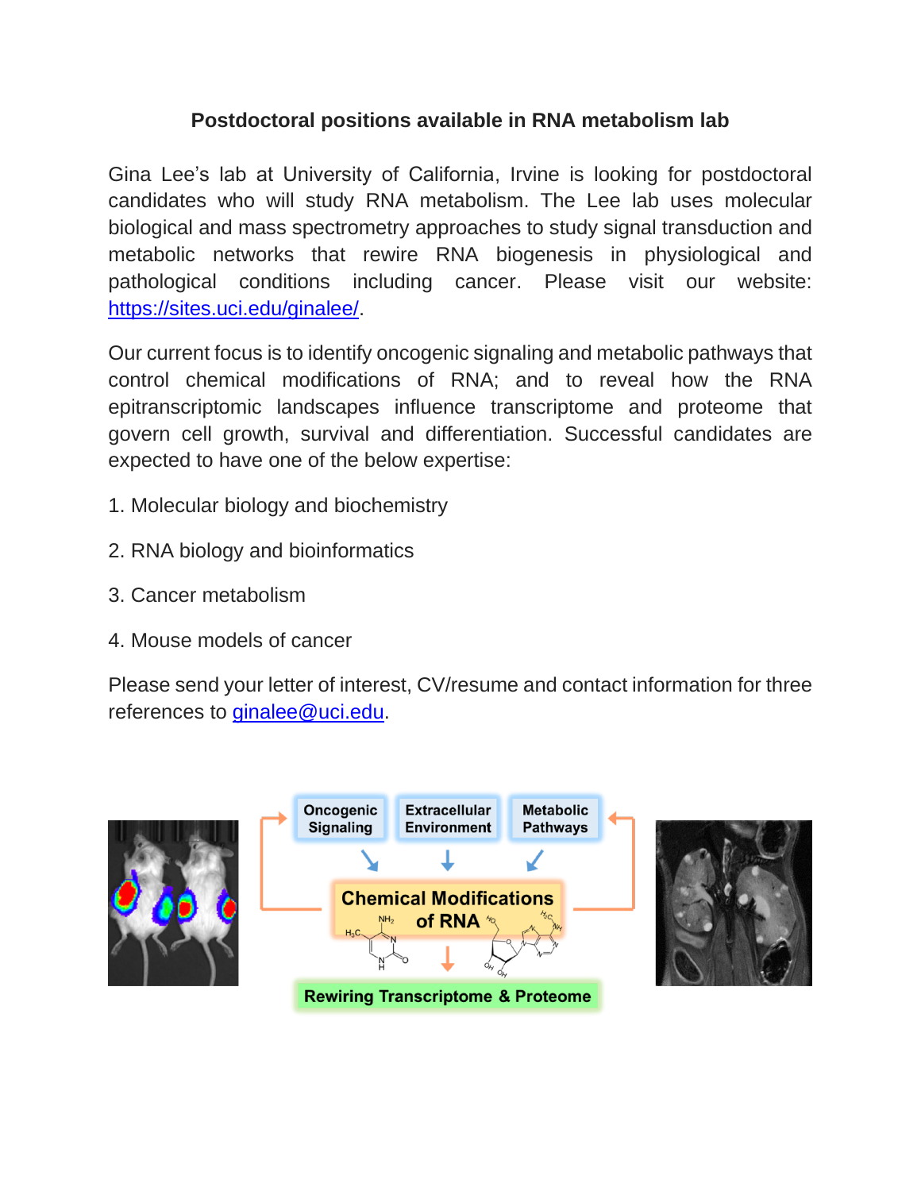**Postdoctoral positions available in RNA metabolism lab**

Gina Lee's lab at University of California, Irvine is looking for postdoctoral candidates who will study RNA metabolism. The Lee lab uses molecular biological and mass spectrometry approaches to study signal transduction and metabolic networks that rewire RNA biogenesis in physiological and pathological conditions including cancer. Please visit our website: https://sites.uci.edu/ginalee/.

Our current focus is to identify oncogenic signaling and metabolic pathways that control chemical modifications of RNA; and to reveal how the RNA epitranscriptomic landscapes influence transcriptome and proteome that govern cell growth, survival and differentiation. Successful candidates are expected to have one of the below expertise:

1. Molecular biology and biochemistry
2. RNA biology and bioinformatics
3. Cancer metabolism
4. Mouse models of cancer

Please send your letter of interest, CV/resume and contact information for three references to ginalee@uci.edu.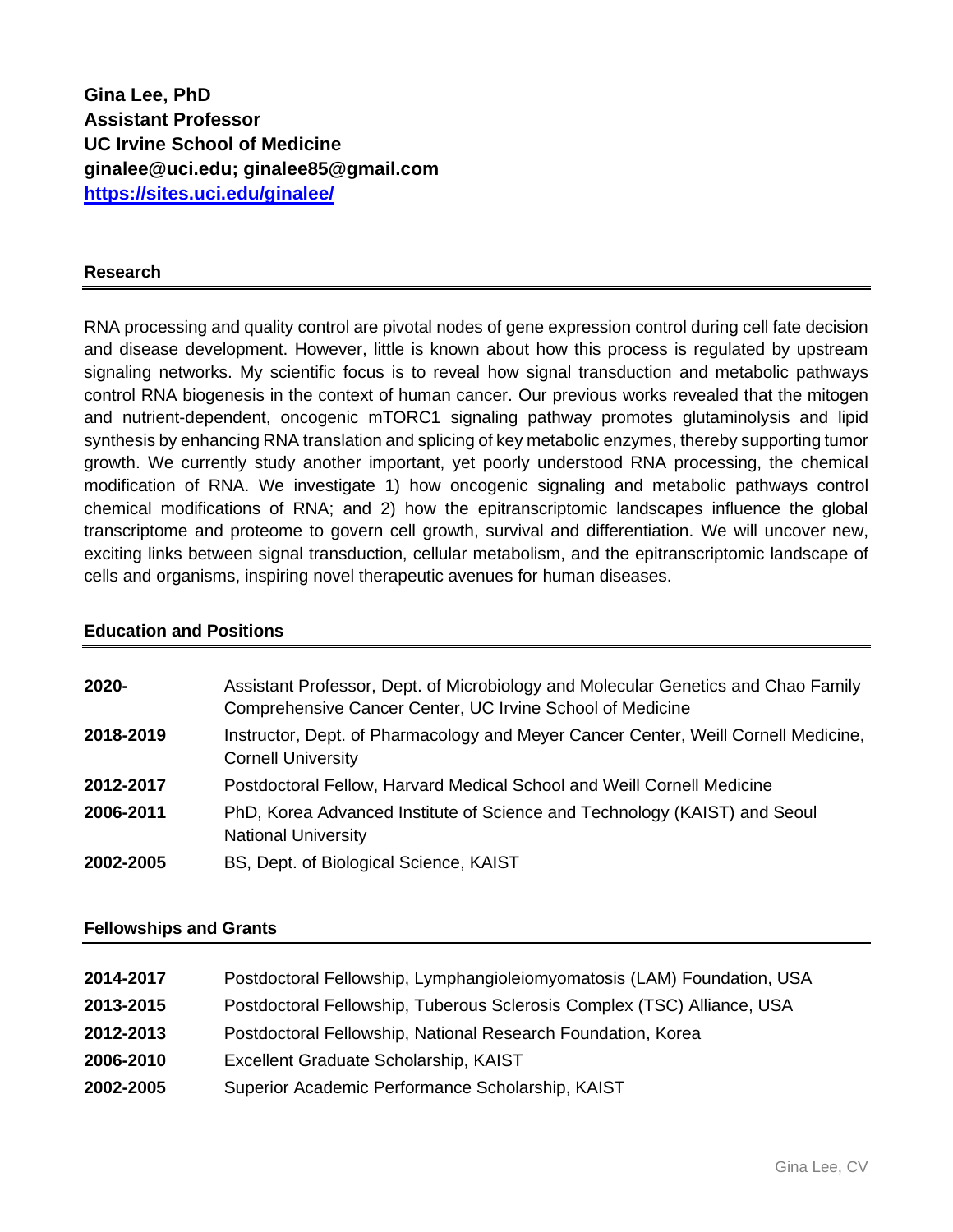**Gina Lee, PhD**
**Assistant Professor**
**UC Irvine School of Medicine**
**ginalee@uci.edu; ginalee85@gmail.com**
**[https://sites.uci.edu/ginalee/](https://sites.uci.edu/ginalee/)**

## Research

RNA processing and quality control are pivotal nodes of gene expression control during cell fate decision and disease development. However, little is known about how this process is regulated by upstream signaling networks. My scientific focus is to reveal how signal transduction and metabolic pathways control RNA biogenesis in the context of human cancer. Our previous works revealed that the mitogen and nutrient-dependent, oncogenic mTORC1 signaling pathway promotes glutaminolysis and lipid synthesis by enhancing RNA translation and splicing of key metabolic enzymes, thereby supporting tumor growth. We currently study another important, yet poorly understood RNA processing, the chemical modification of RNA. We investigate 1) how oncogenic signaling and metabolic pathways control chemical modifications of RNA; and 2) how the epitranscriptomic landscapes influence the global transcriptome and proteome to govern cell growth, survival and differentiation. We will uncover new, exciting links between signal transduction, cellular metabolism, and the epitranscriptomic landscape of cells and organisms, inspiring novel therapeutic avenues for human diseases.

## Education and Positions

| | |
|---|---|
| **2020-** | Assistant Professor, Dept. of Microbiology and Molecular Genetics and Chao Family Comprehensive Cancer Center, UC Irvine School of Medicine |
| **2018-2019** | Instructor, Dept. of Pharmacology and Meyer Cancer Center, Weill Cornell Medicine, Cornell University |
| **2012-2017** | Postdoctoral Fellow, Harvard Medical School and Weill Cornell Medicine |
| **2006-2011** | PhD, Korea Advanced Institute of Science and Technology (KAIST) and Seoul National University |
| **2002-2005** | BS, Dept. of Biological Science, KAIST |

## Fellowships and Grants

| | |
|---|---|
| **2014-2017** | Postdoctoral Fellowship, Lymphangioleiomyomatosis (LAM) Foundation, USA |
| **2013-2015** | Postdoctoral Fellowship, Tuberous Sclerosis Complex (TSC) Alliance, USA |
| **2012-2013** | Postdoctoral Fellowship, National Research Foundation, Korea |
| **2006-2010** | Excellent Graduate Scholarship, KAIST |
| **2002-2005** | Superior Academic Performance Scholarship, KAIST |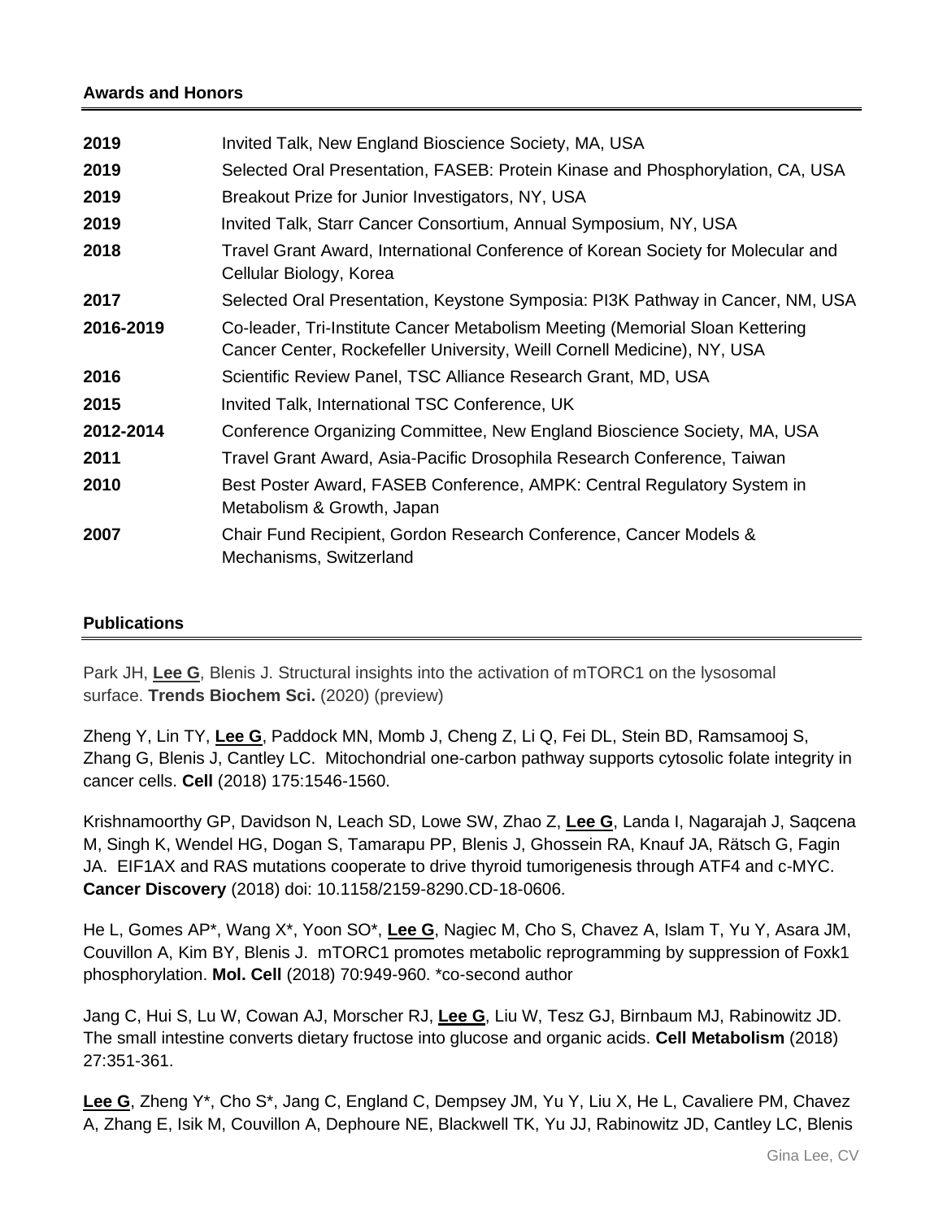## Awards and Honors

| | |
|---|---|
| **2019** | Invited Talk, New England Bioscience Society, MA, USA |
| **2019** | Selected Oral Presentation, FASEB: Protein Kinase and Phosphorylation, CA, USA |
| **2019** | Breakout Prize for Junior Investigators, NY, USA |
| **2019** | Invited Talk, Starr Cancer Consortium, Annual Symposium, NY, USA |
| **2018** | Travel Grant Award, International Conference of Korean Society for Molecular and Cellular Biology, Korea |
| **2017** | Selected Oral Presentation, Keystone Symposia: PI3K Pathway in Cancer, NM, USA |
| **2016-2019** | Co-leader, Tri-Institute Cancer Metabolism Meeting (Memorial Sloan Kettering Cancer Center, Rockefeller University, Weill Cornell Medicine), NY, USA |
| **2016** | Scientific Review Panel, TSC Alliance Research Grant, MD, USA |
| **2015** | Invited Talk, International TSC Conference, UK |
| **2012-2014** | Conference Organizing Committee, New England Bioscience Society, MA, USA |
| **2011** | Travel Grant Award, Asia-Pacific Drosophila Research Conference, Taiwan |
| **2010** | Best Poster Award, FASEB Conference, AMPK: Central Regulatory System in Metabolism & Growth, Japan |
| **2007** | Chair Fund Recipient, Gordon Research Conference, Cancer Models & Mechanisms, Switzerland |

## Publications

Park JH, **Lee G**, Blenis J. Structural insights into the activation of mTORC1 on the lysosomal surface. **Trends Biochem Sci.** (2020) (preview)

Zheng Y, Lin TY, **Lee G**, Paddock MN, Momb J, Cheng Z, Li Q, Fei DL, Stein BD, Ramsamooj S, Zhang G, Blenis J, Cantley LC. Mitochondrial one-carbon pathway supports cytosolic folate integrity in cancer cells. **Cell** (2018) 175:1546-1560.

Krishnamoorthy GP, Davidson N, Leach SD, Lowe SW, Zhao Z, **Lee G**, Landa I, Nagarajah J, Saqcena M, Singh K, Wendel HG, Dogan S, Tamarapu PP, Blenis J, Ghossein RA, Knauf JA, Rätsch G, Fagin JA. EIF1AX and RAS mutations cooperate to drive thyroid tumorigenesis through ATF4 and c-MYC. **Cancer Discovery** (2018) doi: 10.1158/2159-8290.CD-18-0606.

He L, Gomes AP*, Wang X*, Yoon SO*, **Lee G**, Nagiec M, Cho S, Chavez A, Islam T, Yu Y, Asara JM, Couvillon A, Kim BY, Blenis J. mTORC1 promotes metabolic reprogramming by suppression of Foxk1 phosphorylation. **Mol. Cell** (2018) 70:949-960. *co-second author

Jang C, Hui S, Lu W, Cowan AJ, Morscher RJ, **Lee G**, Liu W, Tesz GJ, Birnbaum MJ, Rabinowitz JD. The small intestine converts dietary fructose into glucose and organic acids. **Cell Metabolism** (2018) 27:351-361.

**Lee G**, Zheng Y*, Cho S*, Jang C, England C, Dempsey JM, Yu Y, Liu X, He L, Cavaliere PM, Chavez A, Zhang E, Isik M, Couvillon A, Dephoure NE, Blackwell TK, Yu JJ, Rabinowitz JD, Cantley LC, Blenis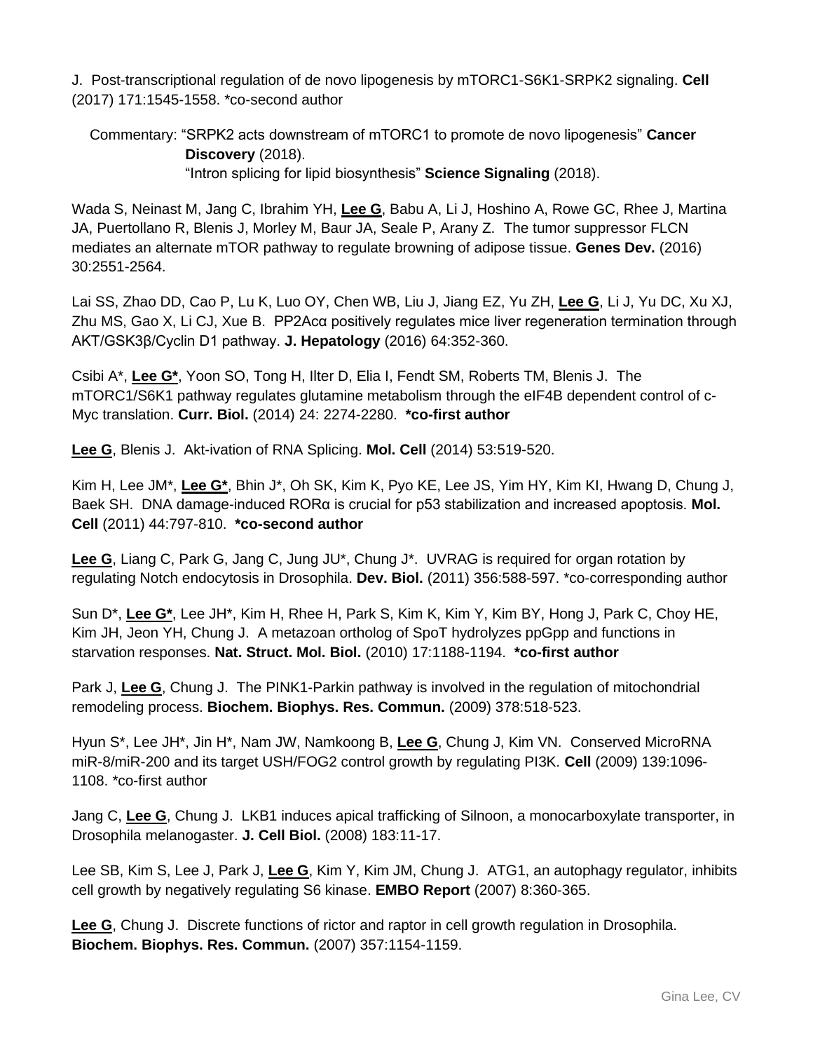J. Post-transcriptional regulation of de novo lipogenesis by mTORC1-S6K1-SRPK2 signaling. **Cell** (2017) 171:1545-1558. *co-second author

Commentary: "SRPK2 acts downstream of mTORC1 to promote de novo lipogenesis" **Cancer Discovery** (2018).
"Intron splicing for lipid biosynthesis" **Science Signaling** (2018).

Wada S, Neinast M, Jang C, Ibrahim YH, **Lee G**, Babu A, Li J, Hoshino A, Rowe GC, Rhee J, Martina JA, Puertollano R, Blenis J, Morley M, Baur JA, Seale P, Arany Z. The tumor suppressor FLCN mediates an alternate mTOR pathway to regulate browning of adipose tissue. **Genes Dev.** (2016) 30:2551-2564.

Lai SS, Zhao DD, Cao P, Lu K, Luo OY, Chen WB, Liu J, Jiang EZ, Yu ZH, **Lee G**, Li J, Yu DC, Xu XJ, Zhu MS, Gao X, Li CJ, Xue B. PP2Acα positively regulates mice liver regeneration termination through AKT/GSK3β/Cyclin D1 pathway. **J. Hepatology** (2016) 64:352-360.

Csibi A*, **Lee G***, Yoon SO, Tong H, Ilter D, Elia I, Fendt SM, Roberts TM, Blenis J. The mTORC1/S6K1 pathway regulates glutamine metabolism through the eIF4B dependent control of c-Myc translation. **Curr. Biol.** (2014) 24: 2274-2280. ***co-first author**

**Lee G**, Blenis J. Akt-ivation of RNA Splicing. **Mol. Cell** (2014) 53:519-520.

Kim H, Lee JM*, **Lee G***, Bhin J*, Oh SK, Kim K, Pyo KE, Lee JS, Yim HY, Kim KI, Hwang D, Chung J, Baek SH. DNA damage-induced RORα is crucial for p53 stabilization and increased apoptosis. **Mol. Cell** (2011) 44:797-810. ***co-second author**

**Lee G**, Liang C, Park G, Jang C, Jung JU*, Chung J*. UVRAG is required for organ rotation by regulating Notch endocytosis in Drosophila. **Dev. Biol.** (2011) 356:588-597. *co-corresponding author

Sun D*, **Lee G***, Lee JH*, Kim H, Rhee H, Park S, Kim K, Kim Y, Kim BY, Hong J, Park C, Choy HE, Kim JH, Jeon YH, Chung J. A metazoan ortholog of SpoT hydrolyzes ppGpp and functions in starvation responses. **Nat. Struct. Mol. Biol.** (2010) 17:1188-1194. ***co-first author**

Park J, **Lee G**, Chung J. The PINK1-Parkin pathway is involved in the regulation of mitochondrial remodeling process. **Biochem. Biophys. Res. Commun.** (2009) 378:518-523.

Hyun S*, Lee JH*, Jin H*, Nam JW, Namkoong B, **Lee G**, Chung J, Kim VN. Conserved MicroRNA miR-8/miR-200 and its target USH/FOG2 control growth by regulating PI3K. **Cell** (2009) 139:1096-1108. *co-first author

Jang C, **Lee G**, Chung J. LKB1 induces apical trafficking of Silnoon, a monocarboxylate transporter, in Drosophila melanogaster. **J. Cell Biol.** (2008) 183:11-17.

Lee SB, Kim S, Lee J, Park J, **Lee G**, Kim Y, Kim JM, Chung J. ATG1, an autophagy regulator, inhibits cell growth by negatively regulating S6 kinase. **EMBO Report** (2007) 8:360-365.

**Lee G**, Chung J. Discrete functions of rictor and raptor in cell growth regulation in Drosophila. **Biochem. Biophys. Res. Commun.** (2007) 357:1154-1159.